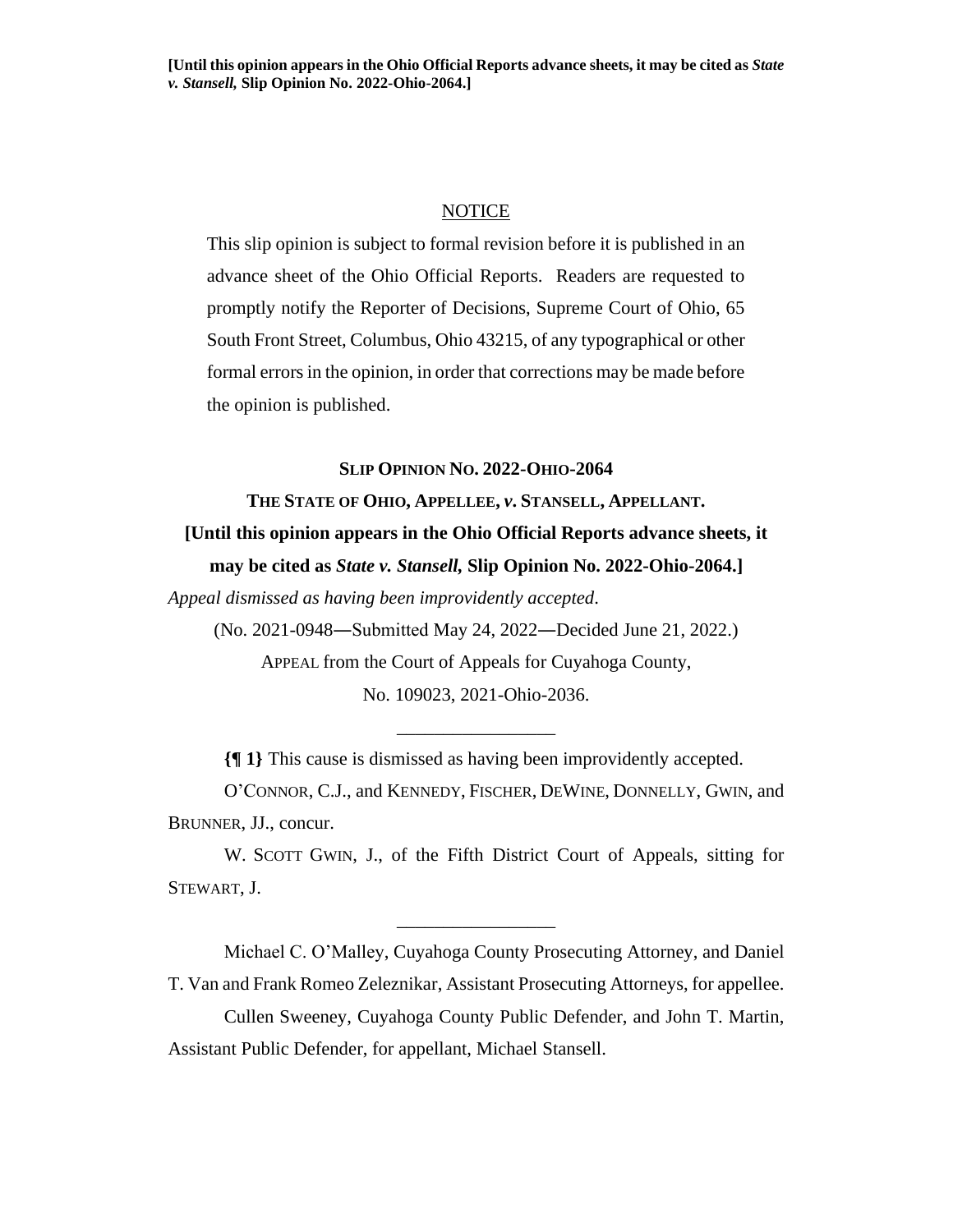**[Until this opinion appears in the Ohio Official Reports advance sheets, it may be cited as *State v. Stansell,* Slip Opinion No. 2022-Ohio-2064.]**

NOTICE

This slip opinion is subject to formal revision before it is published in an advance sheet of the Ohio Official Reports. Readers are requested to promptly notify the Reporter of Decisions, Supreme Court of Ohio, 65 South Front Street, Columbus, Ohio 43215, of any typographical or other formal errors in the opinion, in order that corrections may be made before the opinion is published.

**SLIP OPINION NO. 2022-OHIO-2064**

**THE STATE OF OHIO, APPELLEE, *v.* STANSELL, APPELLANT.**

**[Until this opinion appears in the Ohio Official Reports advance sheets, it may be cited as *State v. Stansell,* Slip Opinion No. 2022-Ohio-2064.]**

*Appeal dismissed as having been improvidently accepted*.

(No. 2021-0948—Submitted May 24, 2022—Decided June 21, 2022.)

APPEAL from the Court of Appeals for Cuyahoga County,

No. 109023, 2021-Ohio-2036.

---

**{¶ 1}** This cause is dismissed as having been improvidently accepted.

O'CONNOR, C.J., and KENNEDY, FISCHER, DEWINE, DONNELLY, GWIN, and BRUNNER, JJ., concur.

W. SCOTT GWIN, J., of the Fifth District Court of Appeals, sitting for STEWART, J.

---

Michael C. O'Malley, Cuyahoga County Prosecuting Attorney, and Daniel T. Van and Frank Romeo Zeleznikar, Assistant Prosecuting Attorneys, for appellee.

Cullen Sweeney, Cuyahoga County Public Defender, and John T. Martin, Assistant Public Defender, for appellant, Michael Stansell.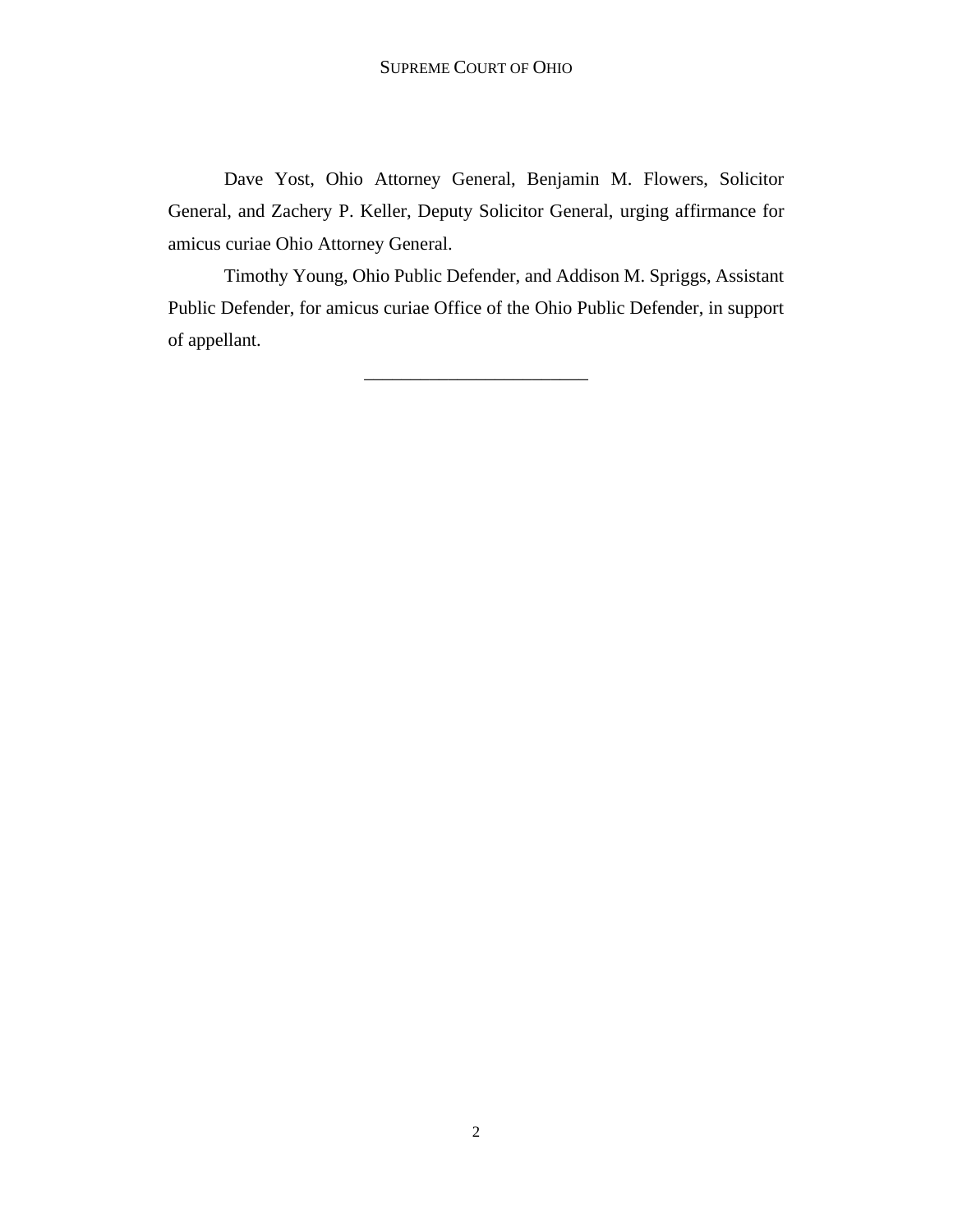Dave Yost, Ohio Attorney General, Benjamin M. Flowers, Solicitor General, and Zachery P. Keller, Deputy Solicitor General, urging affirmance for amicus curiae Ohio Attorney General.

Timothy Young, Ohio Public Defender, and Addison M. Spriggs, Assistant Public Defender, for amicus curiae Office of the Ohio Public Defender, in support of appellant.

\_\_\_\_\_\_\_\_\_\_\_\_\_\_\_\_\_\_\_\_\_\_\_\_\_